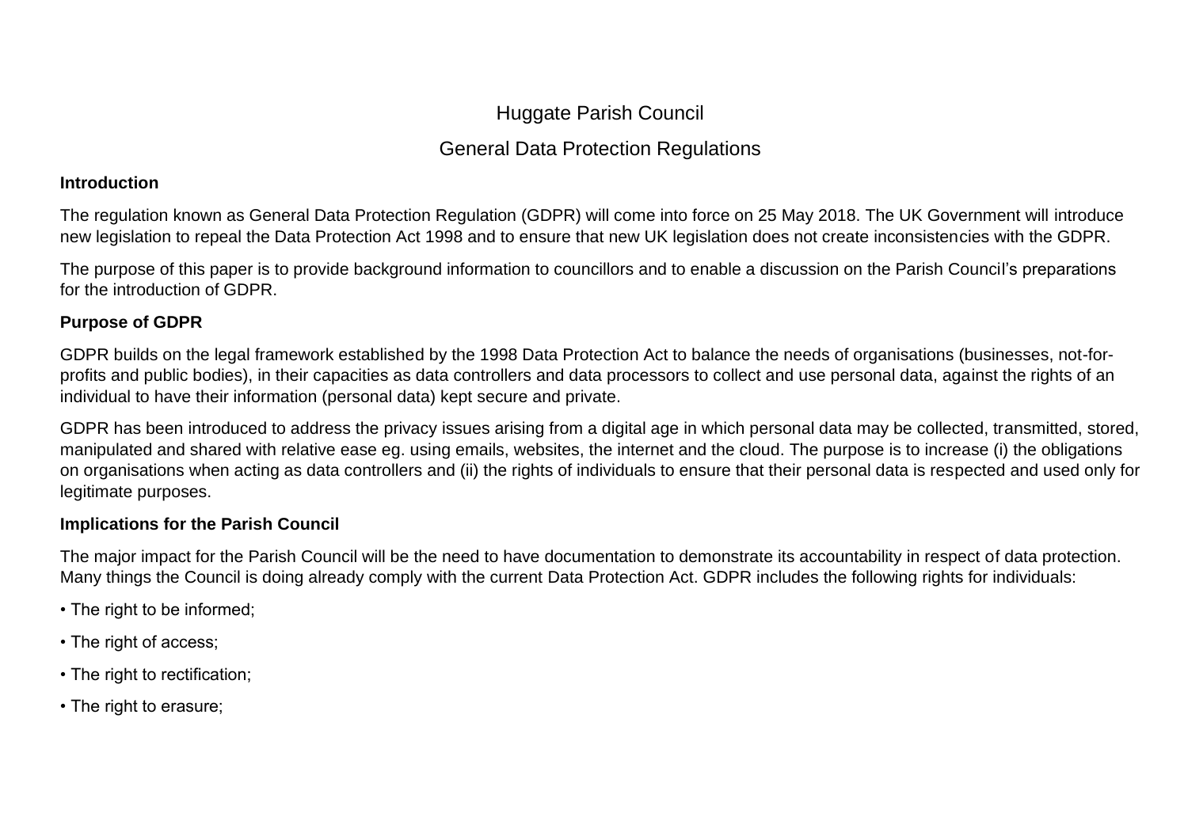# Huggate Parish Council

## General Data Protection Regulations

**Introduction**

The regulation known as General Data Protection Regulation (GDPR) will come into force on 25 May 2018. The UK Government will introduce new legislation to repeal the Data Protection Act 1998 and to ensure that new UK legislation does not create inconsistencies with the GDPR.

The purpose of this paper is to provide background information to councillors and to enable a discussion on the Parish Council's preparations for the introduction of GDPR.

**Purpose of GDPR**

GDPR builds on the legal framework established by the 1998 Data Protection Act to balance the needs of organisations (businesses, not-for-profits and public bodies), in their capacities as data controllers and data processors to collect and use personal data, against the rights of an individual to have their information (personal data) kept secure and private.

GDPR has been introduced to address the privacy issues arising from a digital age in which personal data may be collected, transmitted, stored, manipulated and shared with relative ease eg. using emails, websites, the internet and the cloud. The purpose is to increase (i) the obligations on organisations when acting as data controllers and (ii) the rights of individuals to ensure that their personal data is respected and used only for legitimate purposes.

**Implications for the Parish Council**

The major impact for the Parish Council will be the need to have documentation to demonstrate its accountability in respect of data protection. Many things the Council is doing already comply with the current Data Protection Act. GDPR includes the following rights for individuals:

- The right to be informed;
- The right of access;
- The right to rectification;
- The right to erasure;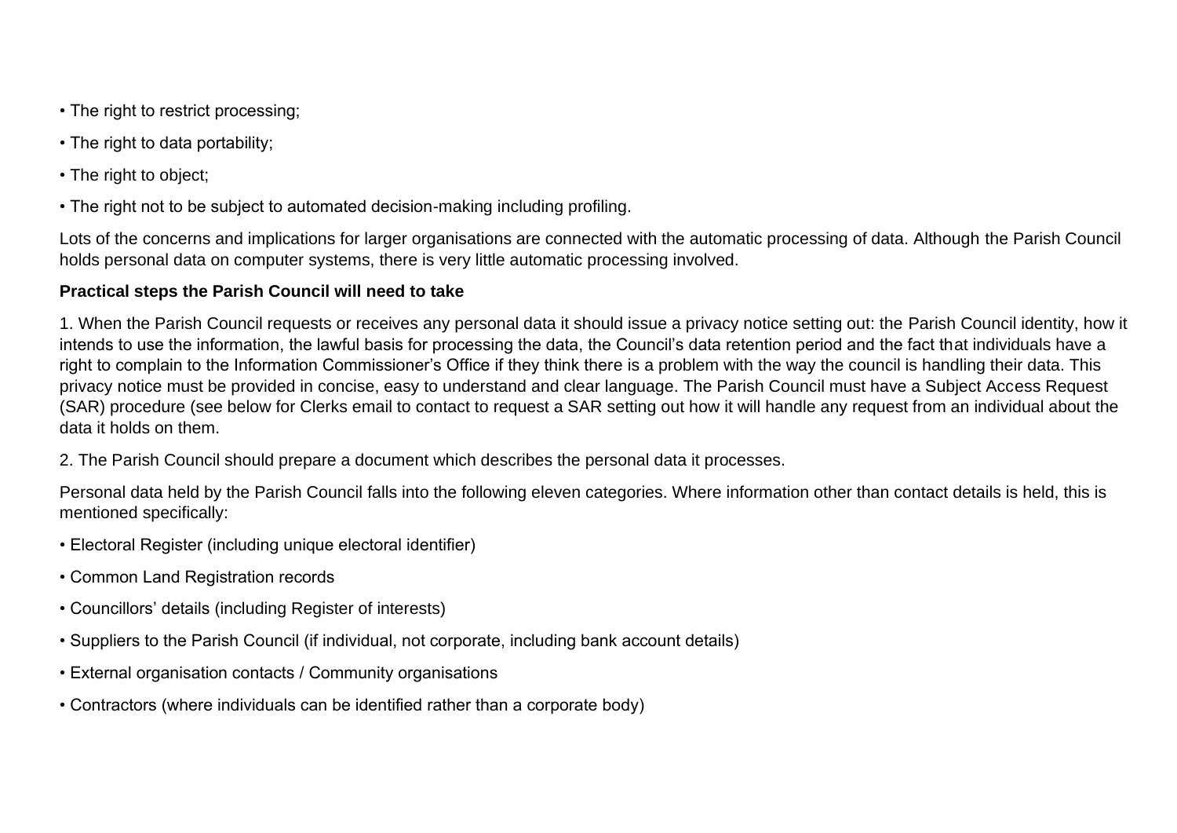- The right to restrict processing;
- The right to data portability;
- The right to object;
- The right not to be subject to automated decision-making including profiling.

Lots of the concerns and implications for larger organisations are connected with the automatic processing of data. Although the Parish Council holds personal data on computer systems, there is very little automatic processing involved.

**Practical steps the Parish Council will need to take**

1. When the Parish Council requests or receives any personal data it should issue a privacy notice setting out: the Parish Council identity, how it intends to use the information, the lawful basis for processing the data, the Council's data retention period and the fact that individuals have a right to complain to the Information Commissioner's Office if they think there is a problem with the way the council is handling their data. This privacy notice must be provided in concise, easy to understand and clear language. The Parish Council must have a Subject Access Request (SAR) procedure (see below for Clerks email to contact to request a SAR setting out how it will handle any request from an individual about the data it holds on them.

2. The Parish Council should prepare a document which describes the personal data it processes.

Personal data held by the Parish Council falls into the following eleven categories. Where information other than contact details is held, this is mentioned specifically:

- Electoral Register (including unique electoral identifier)
- Common Land Registration records
- Councillors' details (including Register of interests)
- Suppliers to the Parish Council (if individual, not corporate, including bank account details)
- External organisation contacts / Community organisations
- Contractors (where individuals can be identified rather than a corporate body)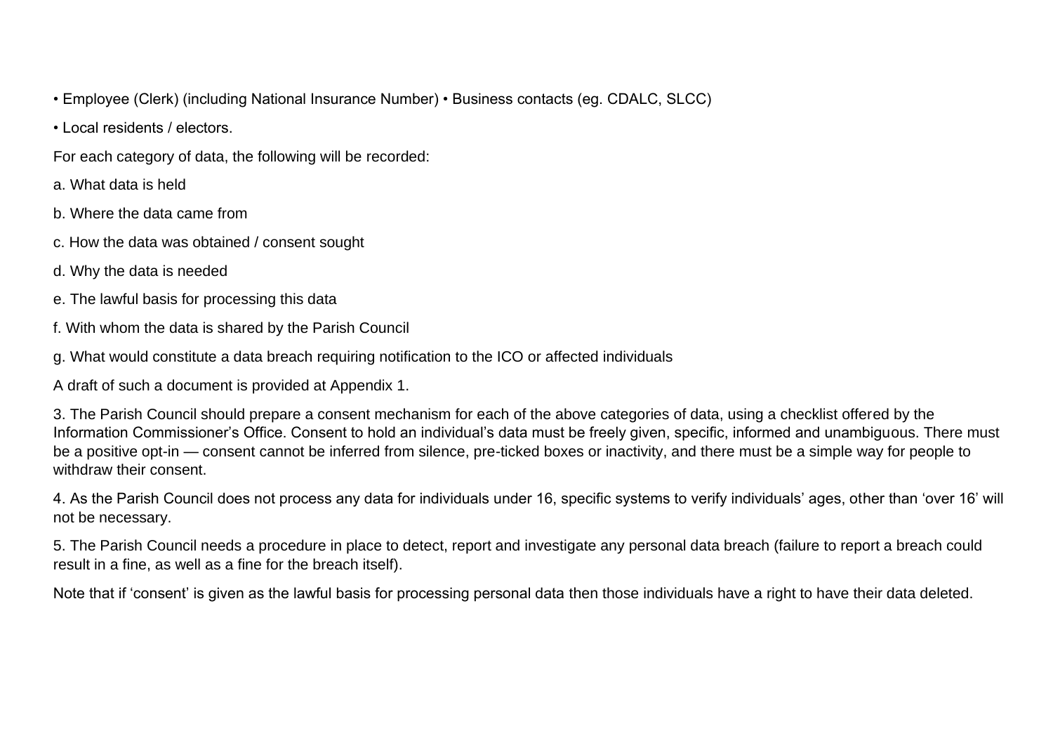- Employee (Clerk) (including National Insurance Number) • Business contacts (eg. CDALC, SLCC)
- Local residents / electors.

For each category of data, the following will be recorded:

a. What data is held

b. Where the data came from

c. How the data was obtained / consent sought

d. Why the data is needed

e. The lawful basis for processing this data

f. With whom the data is shared by the Parish Council

g. What would constitute a data breach requiring notification to the ICO or affected individuals

A draft of such a document is provided at Appendix 1.

3. The Parish Council should prepare a consent mechanism for each of the above categories of data, using a checklist offered by the Information Commissioner's Office. Consent to hold an individual's data must be freely given, specific, informed and unambiguous. There must be a positive opt-in — consent cannot be inferred from silence, pre-ticked boxes or inactivity, and there must be a simple way for people to withdraw their consent.

4. As the Parish Council does not process any data for individuals under 16, specific systems to verify individuals' ages, other than 'over 16' will not be necessary.

5. The Parish Council needs a procedure in place to detect, report and investigate any personal data breach (failure to report a breach could result in a fine, as well as a fine for the breach itself).

Note that if 'consent' is given as the lawful basis for processing personal data then those individuals have a right to have their data deleted.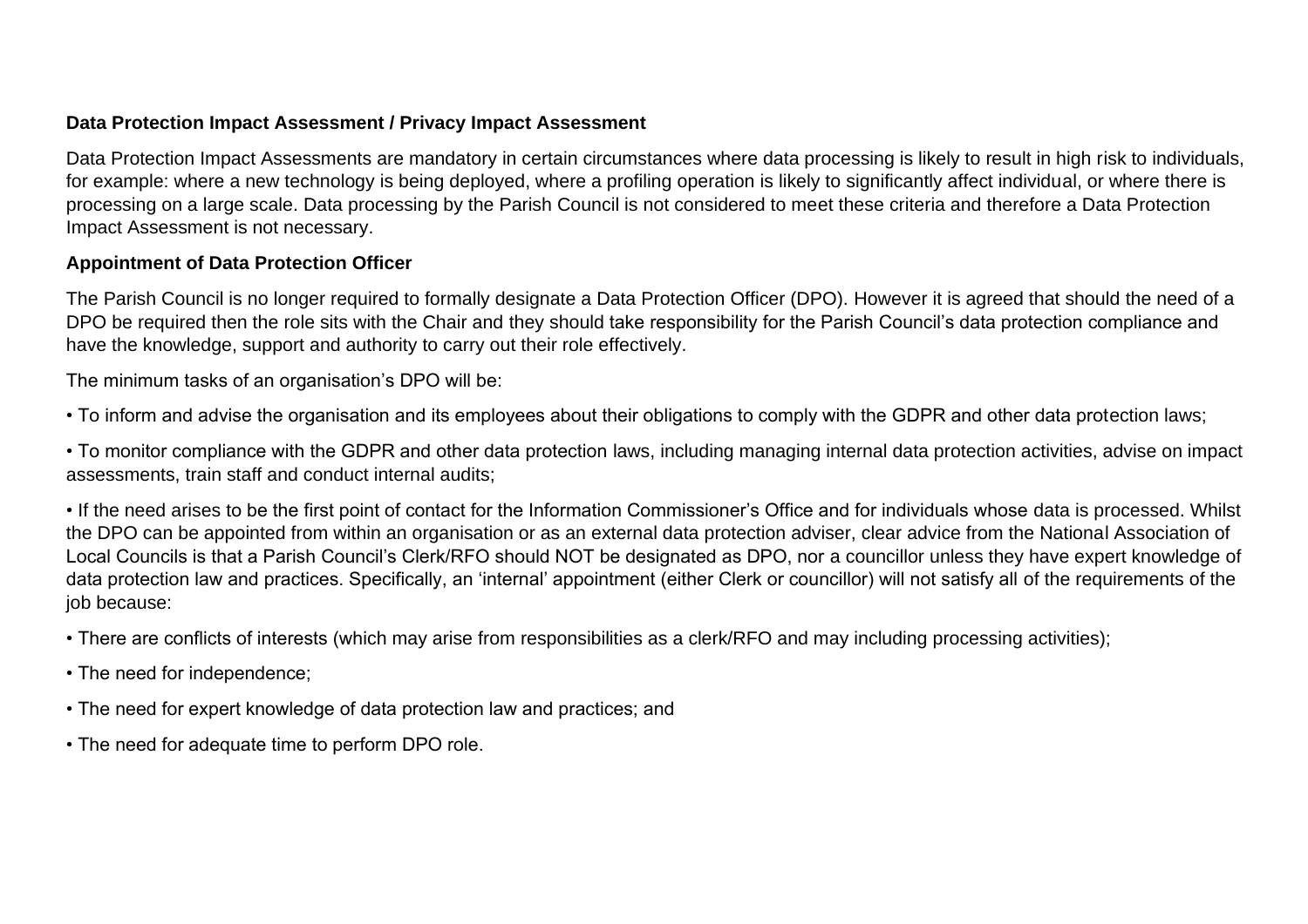**Data Protection Impact Assessment / Privacy Impact Assessment**

Data Protection Impact Assessments are mandatory in certain circumstances where data processing is likely to result in high risk to individuals, for example: where a new technology is being deployed, where a profiling operation is likely to significantly affect individual, or where there is processing on a large scale. Data processing by the Parish Council is not considered to meet these criteria and therefore a Data Protection Impact Assessment is not necessary.

**Appointment of Data Protection Officer**

The Parish Council is no longer required to formally designate a Data Protection Officer (DPO). However it is agreed that should the need of a DPO be required then the role sits with the Chair and they should take responsibility for the Parish Council's data protection compliance and have the knowledge, support and authority to carry out their role effectively.

The minimum tasks of an organisation's DPO will be:

• To inform and advise the organisation and its employees about their obligations to comply with the GDPR and other data protection laws;

• To monitor compliance with the GDPR and other data protection laws, including managing internal data protection activities, advise on impact assessments, train staff and conduct internal audits;

• If the need arises to be the first point of contact for the Information Commissioner's Office and for individuals whose data is processed. Whilst the DPO can be appointed from within an organisation or as an external data protection adviser, clear advice from the National Association of Local Councils is that a Parish Council's Clerk/RFO should NOT be designated as DPO, nor a councillor unless they have expert knowledge of data protection law and practices. Specifically, an 'internal' appointment (either Clerk or councillor) will not satisfy all of the requirements of the job because:

• There are conflicts of interests (which may arise from responsibilities as a clerk/RFO and may including processing activities);

• The need for independence;

• The need for expert knowledge of data protection law and practices; and

• The need for adequate time to perform DPO role.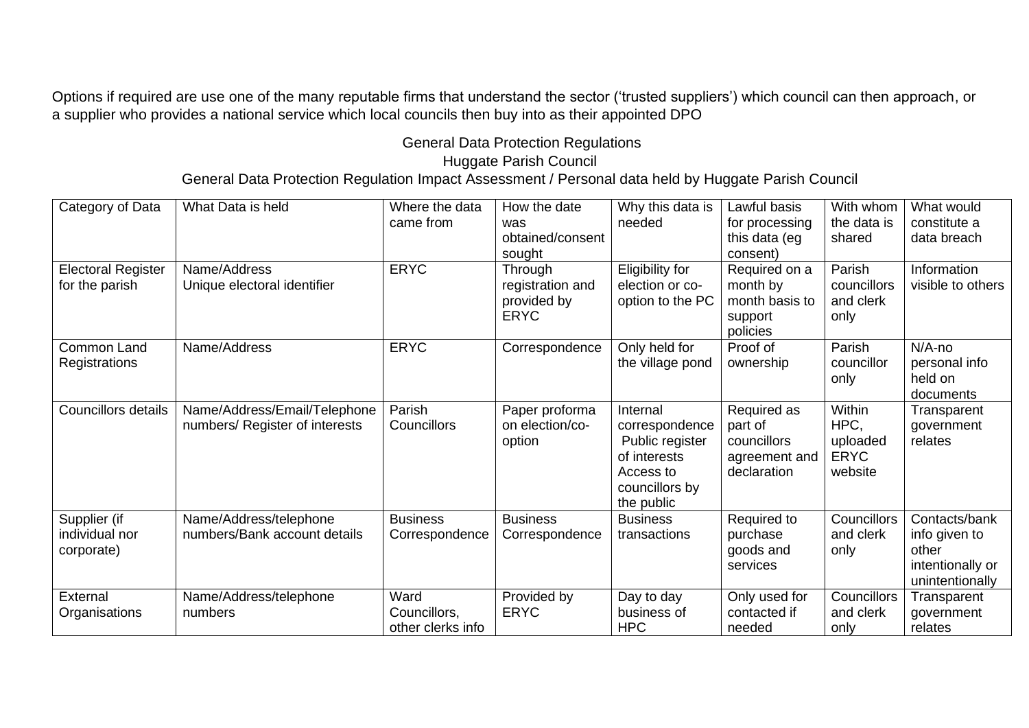Options if required are use one of the many reputable firms that understand the sector ('trusted suppliers') which council can then approach, or a supplier who provides a national service which local councils then buy into as their appointed DPO

General Data Protection Regulations
Huggate Parish Council
General Data Protection Regulation Impact Assessment / Personal data held by Huggate Parish Council

| Category of Data | What Data is held | Where the data came from | How the date was obtained/consent sought | Why this data is needed | Lawful basis for processing this data (eg consent) | With whom the data is shared | What would constitute a data breach |
|---|---|---|---|---|---|---|---|
| Electoral Register for the parish | Name/Address<br>Unique electoral identifier | ERYC | Through registration and provided by ERYC | Eligibility for election or co-option to the PC | Required on a month by month basis to support policies | Parish councillors and clerk only | Information visible to others |
| Common Land Registrations | Name/Address | ERYC | Correspondence | Only held for the village pond | Proof of ownership | Parish councillor only | N/A-no personal info held on documents |
| Councillors details | Name/Address/Email/Telephone numbers/ Register of interests | Parish Councillors | Paper proforma on election/co-option | Internal correspondence<br>Public register of interests<br>Access to councillors by the public | Required as part of councillors agreement and declaration | Within HPC, uploaded ERYC website | Transparent government relates |
| Supplier (if individual nor corporate) | Name/Address/telephone numbers/Bank account details | Business Correspondence | Business Correspondence | Business transactions | Required to purchase goods and services | Councillors and clerk only | Contacts/bank info given to other intentionally or unintentionally |
| External Organisations | Name/Address/telephone numbers | Ward Councillors, other clerks info | Provided by ERYC | Day to day business of HPC | Only used for contacted if needed | Councillors and clerk only | Transparent government relates |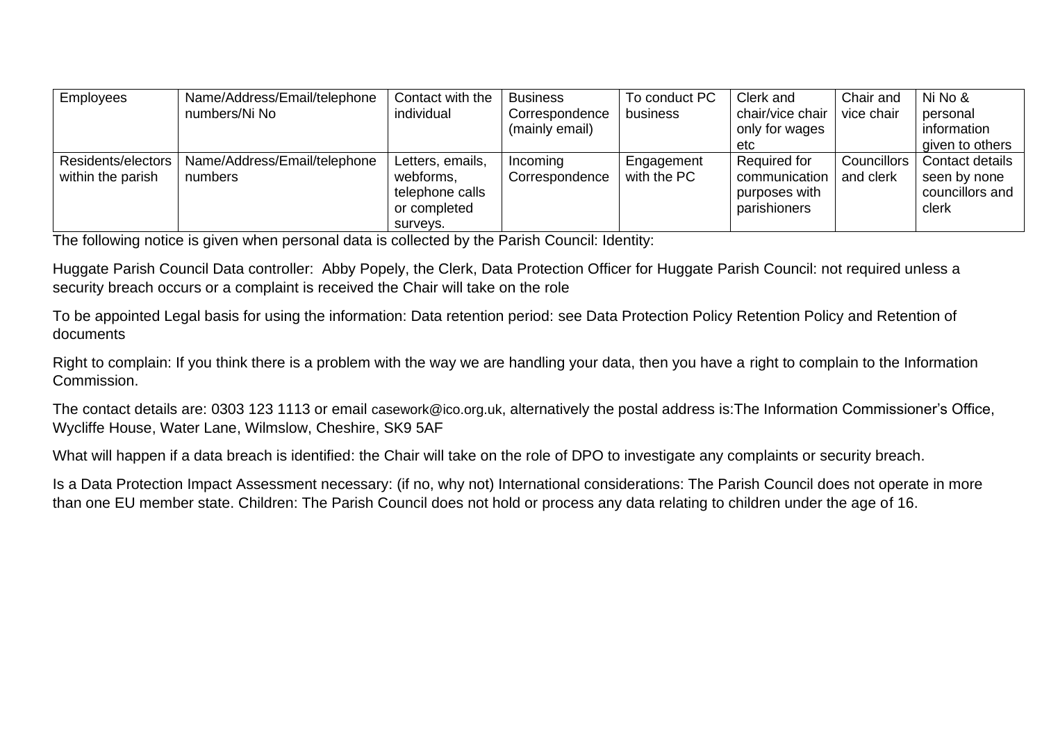| | | | | | | | |
|---|---|---|---|---|---|---|---|
| Employees | Name/Address/Email/telephone numbers/Ni No | Contact with the individual | Business Correspondence (mainly email) | To conduct PC business | Clerk and chair/vice chair only for wages etc | Chair and vice chair | Ni No & personal information given to others |
| Residents/electors within the parish | Name/Address/Email/telephone numbers | Letters, emails, webforms, telephone calls or completed surveys. | Incoming Correspondence | Engagement with the PC | Required for communication purposes with parishioners | Councillors and clerk | Contact details seen by none councillors and clerk |

The following notice is given when personal data is collected by the Parish Council: Identity:

Huggate Parish Council Data controller: Abby Popely, the Clerk, Data Protection Officer for Huggate Parish Council: not required unless a security breach occurs or a complaint is received the Chair will take on the role

To be appointed Legal basis for using the information: Data retention period: see Data Protection Policy Retention Policy and Retention of documents

Right to complain: If you think there is a problem with the way we are handling your data, then you have a right to complain to the Information Commission.

The contact details are: 0303 123 1113 or email casework@ico.org.uk, alternatively the postal address is:The Information Commissioner's Office, Wycliffe House, Water Lane, Wilmslow, Cheshire, SK9 5AF

What will happen if a data breach is identified: the Chair will take on the role of DPO to investigate any complaints or security breach.

Is a Data Protection Impact Assessment necessary: (if no, why not) International considerations: The Parish Council does not operate in more than one EU member state. Children: The Parish Council does not hold or process any data relating to children under the age of 16.